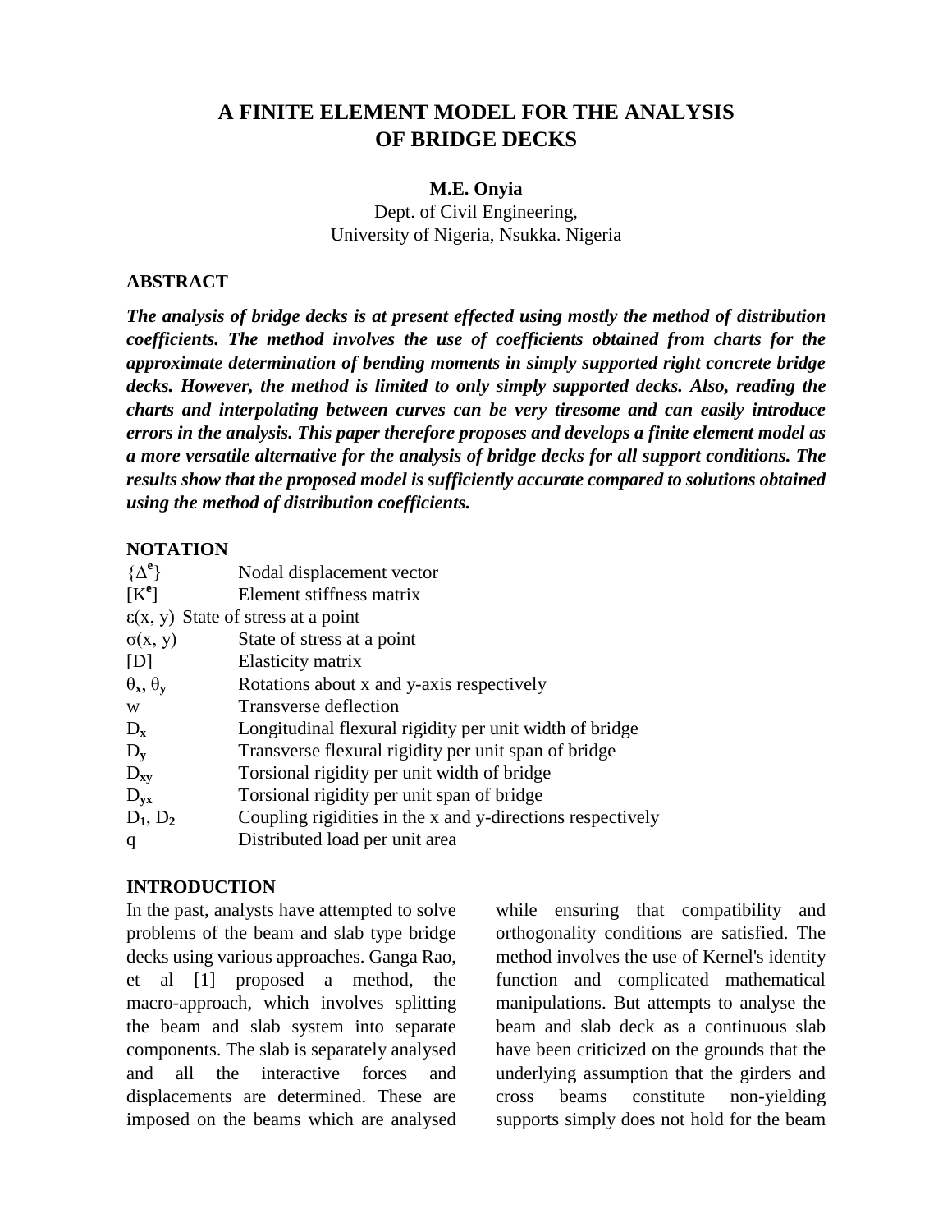# A FINITE ELEMENT MODEL FOR THE ANALYSIS OF BRIDGE DECKS

**M.E. Onyia**

Dept. of Civil Engineering,
University of Nigeria, Nsukka. Nigeria

## ABSTRACT

***The analysis of bridge decks is at present effected using mostly the method of distribution coefficients. The method involves the use of coefficients obtained from charts for the approximate determination of bending moments in simply supported right concrete bridge decks. However, the method is limited to only simply supported decks. Also, reading the charts and interpolating between curves can be very tiresome and can easily introduce errors in the analysis. This paper therefore proposes and develops a finite element model as a more versatile alternative for the analysis of bridge decks for all support conditions. The results show that the proposed model is sufficiently accurate compared to solutions obtained using the method of distribution coefficients.***

## NOTATION

| | |
|---|---|
| $\{\Delta^e\}$ | Nodal displacement vector |
| $[K^e]$ | Element stiffness matrix |
| $\varepsilon(x, y)$ | State of stress at a point |
| $\sigma(x, y)$ | State of stress at a point |
| $[D]$ | Elasticity matrix |
| $\theta_x$, $\theta_y$ | Rotations about x and y-axis respectively |
| $w$ | Transverse deflection |
| $D_x$ | Longitudinal flexural rigidity per unit width of bridge |
| $D_y$ | Transverse flexural rigidity per unit span of bridge |
| $D_{xy}$ | Torsional rigidity per unit width of bridge |
| $D_{yx}$ | Torsional rigidity per unit span of bridge |
| $D_1$, $D_2$ | Coupling rigidities in the x and y-directions respectively |
| $q$ | Distributed load per unit area |

## INTRODUCTION

In the past, analysts have attempted to solve problems of the beam and slab type bridge decks using various approaches. Ganga Rao, et al [1] proposed a method, the macro-approach, which involves splitting the beam and slab system into separate components. The slab is separately analysed and all the interactive forces and displacements are determined. These are imposed on the beams which are analysed while ensuring that compatibility and orthogonality conditions are satisfied. The method involves the use of Kernel's identity function and complicated mathematical manipulations. But attempts to analyse the beam and slab deck as a continuous slab have been criticized on the grounds that the underlying assumption that the girders and cross beams constitute non-yielding supports simply does not hold for the beam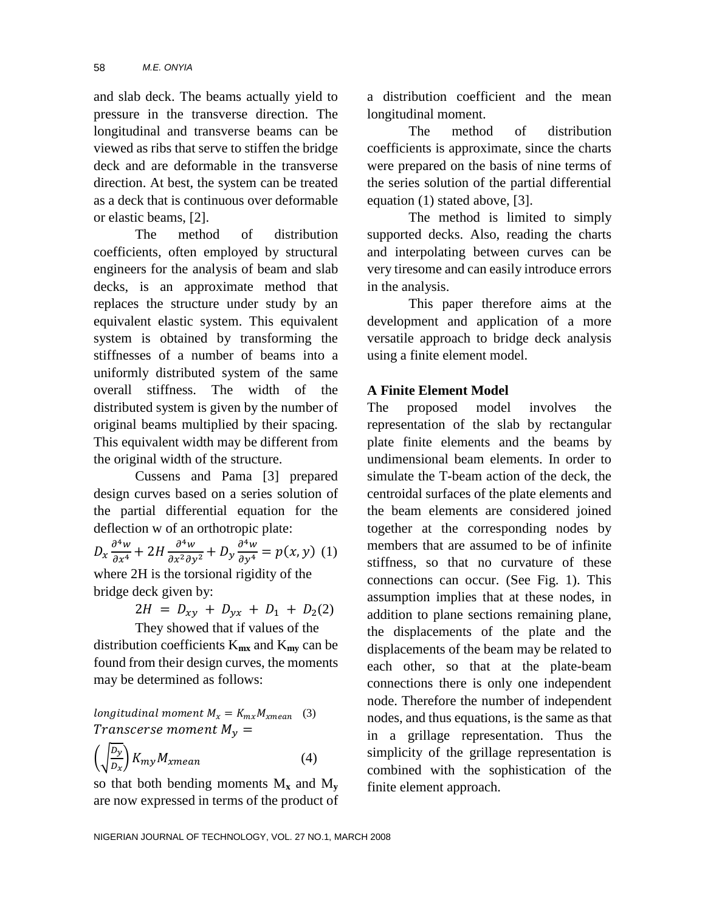and slab deck. The beams actually yield to pressure in the transverse direction. The longitudinal and transverse beams can be viewed as ribs that serve to stiffen the bridge deck and are deformable in the transverse direction. At best, the system can be treated as a deck that is continuous over deformable or elastic beams, [2].

The method of distribution coefficients, often employed by structural engineers for the analysis of beam and slab decks, is an approximate method that replaces the structure under study by an equivalent elastic system. This equivalent system is obtained by transforming the stiffnesses of a number of beams into a uniformly distributed system of the same overall stiffness. The width of the distributed system is given by the number of original beams multiplied by their spacing. This equivalent width may be different from the original width of the structure.

Cussens and Pama [3] prepared design curves based on a series solution of the partial differential equation for the deflection w of an orthotropic plate:

$$D_x \frac{\partial^4 w}{\partial x^4} + 2H \frac{\partial^4 w}{\partial x^2 \partial y^2} + D_y \frac{\partial^4 w}{\partial y^4} = p(x, y) \quad (1)$$

where 2H is the torsional rigidity of the bridge deck given by:

$$2H = D_{xy} + D_{yx} + D_1 + D_2 \quad (2)$$

They showed that if values of the distribution coefficients $K_{mx}$ and $K_{my}$ can be found from their design curves, the moments may be determined as follows:

$$longitudinal\ moment\ M_x = K_{mx} M_{xmean} \quad (3)$$

$$Transcerse\ moment\ M_y = \left(\sqrt{\frac{D_y}{D_x}}\right) K_{my} M_{xmean} \quad (4)$$

so that both bending moments $M_x$ and $M_y$ are now expressed in terms of the product of a distribution coefficient and the mean longitudinal moment.

The method of distribution coefficients is approximate, since the charts were prepared on the basis of nine terms of the series solution of the partial differential equation (1) stated above, [3].

The method is limited to simply supported decks. Also, reading the charts and interpolating between curves can be very tiresome and can easily introduce errors in the analysis.

This paper therefore aims at the development and application of a more versatile approach to bridge deck analysis using a finite element model.

## A Finite Element Model

The proposed model involves the representation of the slab by rectangular plate finite elements and the beams by undimensional beam elements. In order to simulate the T-beam action of the deck, the centroidal surfaces of the plate elements and the beam elements are considered joined together at the corresponding nodes by members that are assumed to be of infinite stiffness, so that no curvature of these connections can occur. (See Fig. 1). This assumption implies that at these nodes, in addition to plane sections remaining plane, the displacements of the plate and the displacements of the beam may be related to each other, so that at the plate-beam connections there is only one independent node. Therefore the number of independent nodes, and thus equations, is the same as that in a grillage representation. Thus the simplicity of the grillage representation is combined with the sophistication of the finite element approach.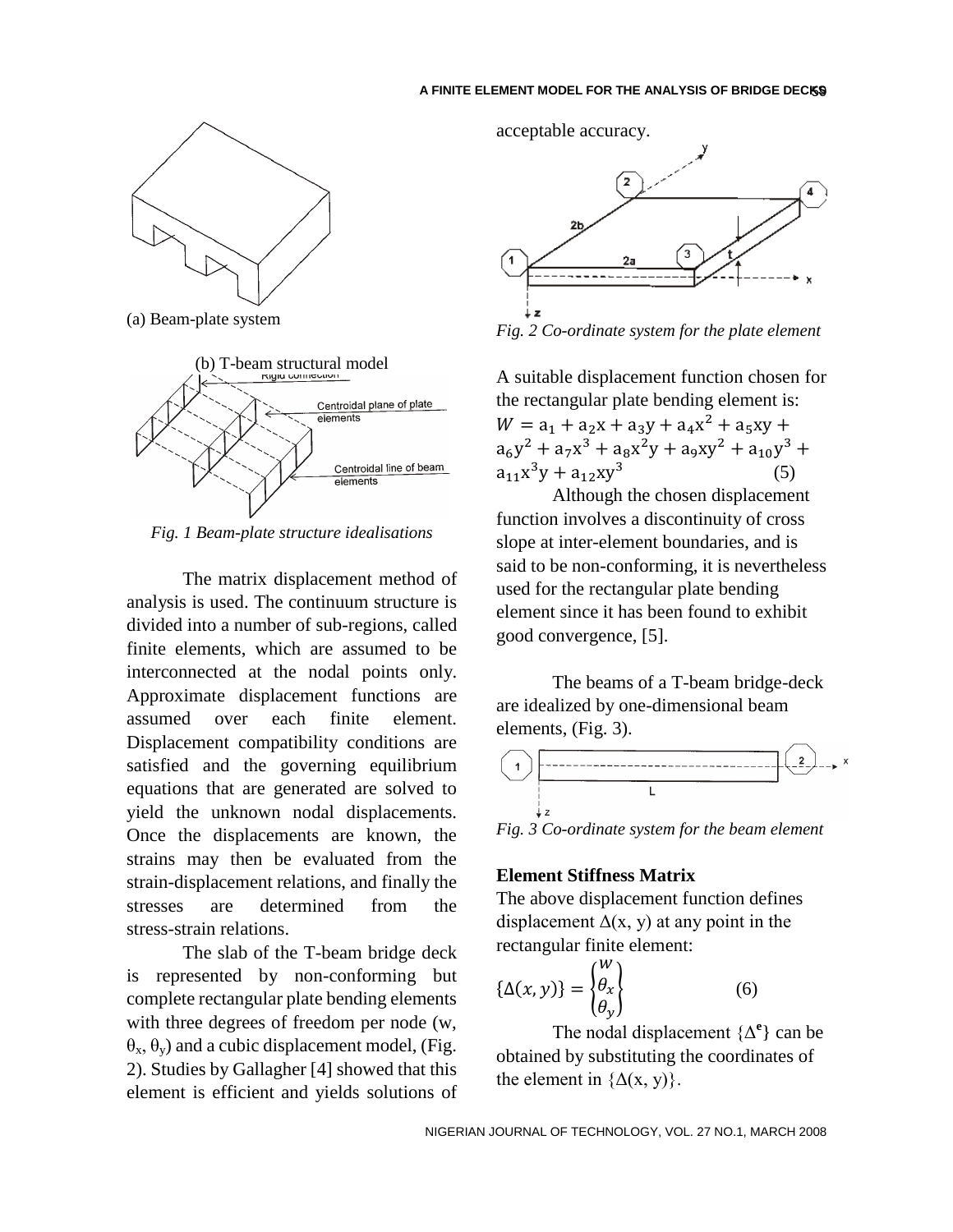(a) Beam-plate system

(b) T-beam structural model

*Fig. 1 Beam-plate structure idealisations*

The matrix displacement method of analysis is used. The continuum structure is divided into a number of sub-regions, called finite elements, which are assumed to be interconnected at the nodal points only. Approximate displacement functions are assumed over each finite element. Displacement compatibility conditions are satisfied and the governing equilibrium equations that are generated are solved to yield the unknown nodal displacements. Once the displacements are known, the strains may then be evaluated from the strain-displacement relations, and finally the stresses are determined from the stress-strain relations.

The slab of the T-beam bridge deck is represented by non-conforming but complete rectangular plate bending elements with three degrees of freedom per node ($w$, $\theta_x$, $\theta_y$) and a cubic displacement model, (Fig. 2). Studies by Gallagher [4] showed that this element is efficient and yields solutions of acceptable accuracy.

*Fig. 2 Co-ordinate system for the plate element*

A suitable displacement function chosen for the rectangular plate bending element is:

$$W = a_1 + a_2x + a_3y + a_4x^2 + a_5xy + a_6y^2 + a_7x^3 + a_8x^2y + a_9xy^2 + a_{10}y^3 + a_{11}x^3y + a_{12}xy^3 \qquad (5)$$

Although the chosen displacement function involves a discontinuity of cross slope at inter-element boundaries, and is said to be non-conforming, it is nevertheless used for the rectangular plate bending element since it has been found to exhibit good convergence, [5].

The beams of a T-beam bridge-deck are idealized by one-dimensional beam elements, (Fig. 3).

*Fig. 3 Co-ordinate system for the beam element*

**Element Stiffness Matrix**

The above displacement function defines displacement $\Delta(x, y)$ at any point in the rectangular finite element:

$$\{\Delta(x, y)\} = \begin{Bmatrix} w \\ \theta_x \\ \theta_y \end{Bmatrix} \qquad (6)$$

The nodal displacement $\{\Delta^e\}$ can be obtained by substituting the coordinates of the element in $\{\Delta(x, y)\}$.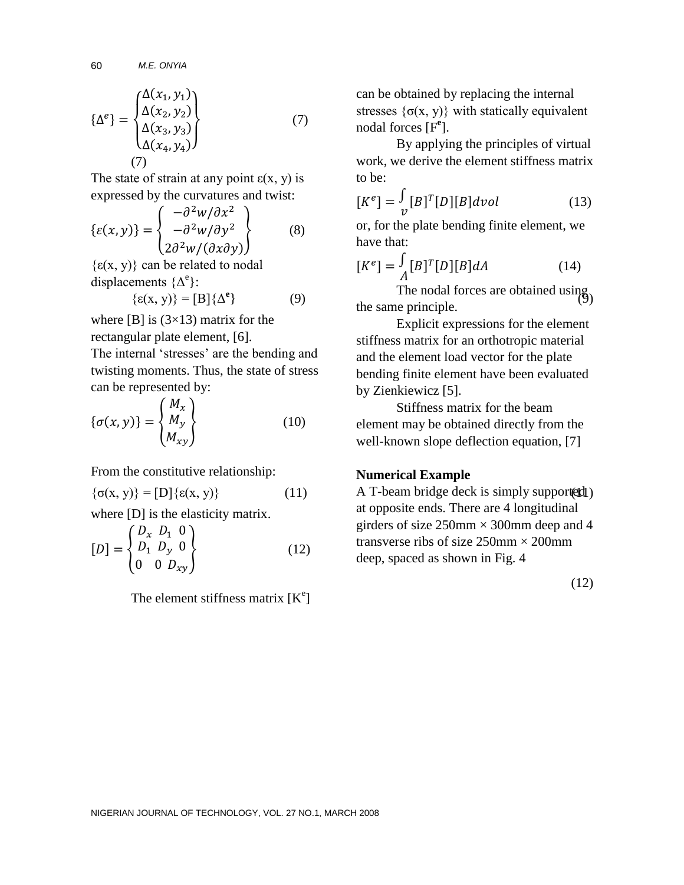$$\{\Delta^e\} = \begin{Bmatrix} \Delta(x_1, y_1) \\ \Delta(x_2, y_2) \\ \Delta(x_3, y_3) \\ \Delta(x_4, y_4) \end{Bmatrix} \quad (7)$$

(7)

The state of strain at any point ε(x, y) is expressed by the curvatures and twist:

$$\{\varepsilon(x, y)\} = \begin{Bmatrix} -\partial^2 w/\partial x^2 \\ -\partial^2 w/\partial y^2 \\ 2\partial^2 w/(\partial x \partial y) \end{Bmatrix} \quad (8)$$

{ε(x, y)} can be related to nodal displacements $\{\Delta^e\}$:

$$\{\varepsilon(x, y)\} = [B]\{\Delta^{\mathbf{e}}\} \quad (9)$$

where [B] is (3×13) matrix for the rectangular plate element, [6].

The internal 'stresses' are the bending and twisting moments. Thus, the state of stress can be represented by:

$$\{\sigma(x, y)\} = \begin{Bmatrix} M_x \\ M_y \\ M_{xy} \end{Bmatrix} \quad (10)$$

From the constitutive relationship:

$$\{\sigma(x, y)\} = [D]\{\varepsilon(x, y)\} \quad (11)$$

where [D] is the elasticity matrix.

$$[D] = \begin{Bmatrix} D_x & D_1 & 0 \\ D_1 & D_y & 0 \\ 0 & 0 & D_{xy} \end{Bmatrix} \quad (12)$$

The element stiffness matrix $[K^e]$ can be obtained by replacing the internal stresses {σ(x, y)} with statically equivalent nodal forces $[F^{\mathbf{e}}]$.

By applying the principles of virtual work, we derive the element stiffness matrix to be:

$$[K^e] = \int_v [B]^T [D][B] dvol \quad (13)$$

or, for the plate bending finite element, we have that:

$$[K^e] = \int_A [B]^T [D][B] dA \quad (14)$$

The nodal forces are obtained using the same principle.

Explicit expressions for the element stiffness matrix for an orthotropic material and the element load vector for the plate bending finite element have been evaluated by Zienkiewicz [5].

Stiffness matrix for the beam element may be obtained directly from the well-known slope deflection equation, [7]

## Numerical Example

A T-beam bridge deck is simply supported at opposite ends. There are 4 longitudinal girders of size 250mm × 300mm deep and 4 transverse ribs of size 250mm × 200mm deep, spaced as shown in Fig. 4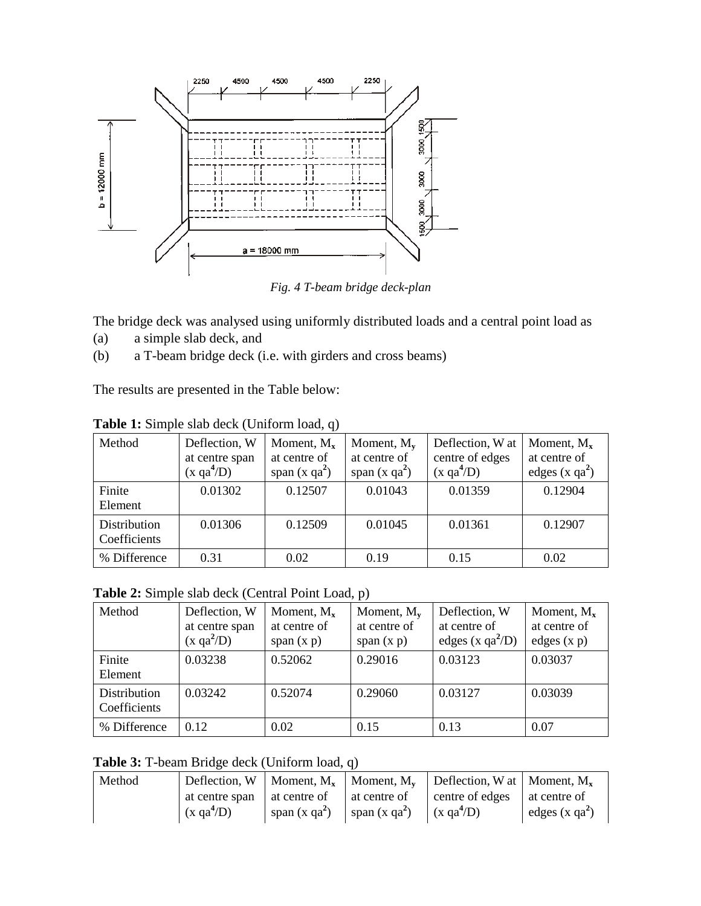*Fig. 4 T-beam bridge deck-plan*

The bridge deck was analysed using uniformly distributed loads and a central point load as

(a) a simple slab deck, and

(b) a T-beam bridge deck (i.e. with girders and cross beams)

The results are presented in the Table below:

**Table 1:** Simple slab deck (Uniform load, q)

| Method | Deflection, W at centre span (x $qa^4/D$) | Moment, $M_x$ at centre of span (x $qa^2$) | Moment, $M_y$ at centre of span (x $qa^2$) | Deflection, W at centre of edges (x $qa^4/D$) | Moment, $M_x$ at centre of edges (x $qa^2$) |
|---|---|---|---|---|---|
| Finite Element | 0.01302 | 0.12507 | 0.01043 | 0.01359 | 0.12904 |
| Distribution Coefficients | 0.01306 | 0.12509 | 0.01045 | 0.01361 | 0.12907 |
| % Difference | 0.31 | 0.02 | 0.19 | 0.15 | 0.02 |

**Table 2:** Simple slab deck (Central Point Load, p)

| Method | Deflection, W at centre span (x $qa^2/D$) | Moment, $M_x$ at centre of span (x p) | Moment, $M_y$ at centre of span (x p) | Deflection, W at centre of edges (x $qa^2/D$) | Moment, $M_x$ at centre of edges (x p) |
|---|---|---|---|---|---|
| Finite Element | 0.03238 | 0.52062 | 0.29016 | 0.03123 | 0.03037 |
| Distribution Coefficients | 0.03242 | 0.52074 | 0.29060 | 0.03127 | 0.03039 |
| % Difference | 0.12 | 0.02 | 0.15 | 0.13 | 0.07 |

**Table 3:** T-beam Bridge deck (Uniform load, q)

| Method | Deflection, W at centre span (x $qa^4/D$) | Moment, $M_x$ at centre of span (x $qa^2$) | Moment, $M_y$ at centre of span (x $qa^2$) | Deflection, W at centre of edges (x $qa^4/D$) | Moment, $M_x$ at centre of edges (x $qa^2$) |
|---|---|---|---|---|---|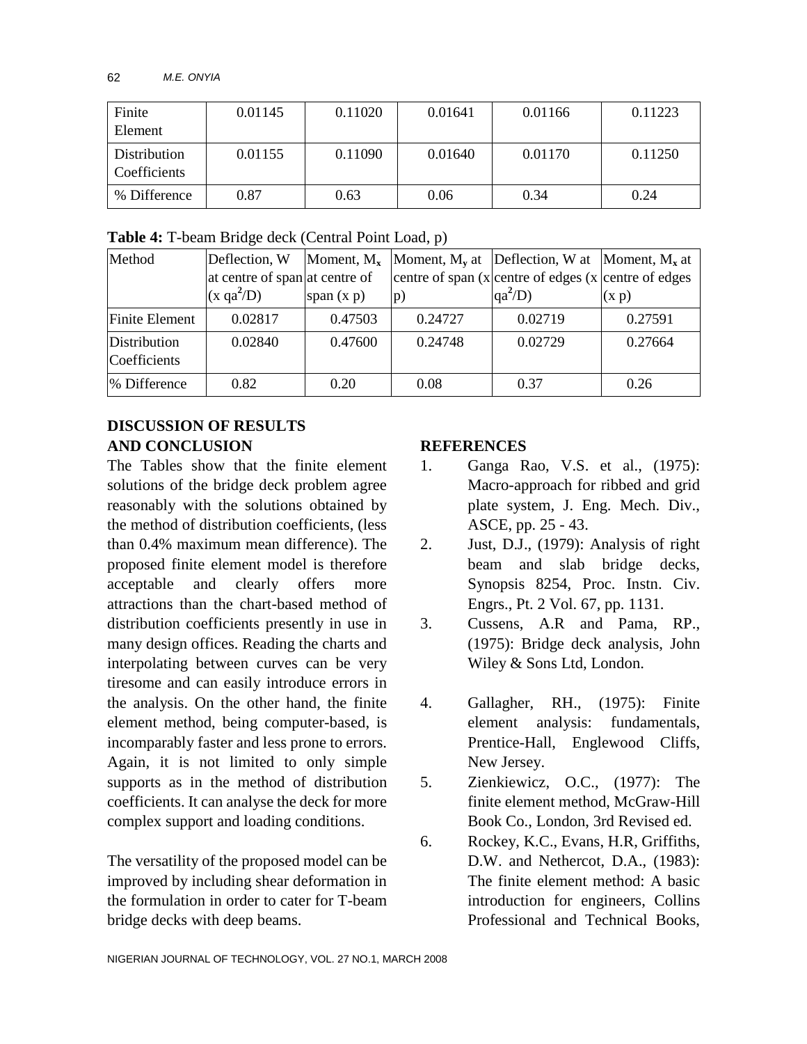| Finite Element | 0.01145 | 0.11020 | 0.01641 | 0.01166 | 0.11223 |
|---|---|---|---|---|---|
| Distribution Coefficients | 0.01155 | 0.11090 | 0.01640 | 0.01170 | 0.11250 |
| % Difference | 0.87 | 0.63 | 0.06 | 0.34 | 0.24 |

**Table 4:** T-beam Bridge deck (Central Point Load, p)

| Method | Deflection, W at centre of span (x $qa^2/D$) | Moment, $M_x$ at centre of span (x p) | Moment, $M_y$ at centre of span (x p) | Deflection, W at centre of edges (x $qa^2/D$) | Moment, $M_x$ at centre of edges (x p) |
|---|---|---|---|---|---|
| Finite Element | 0.02817 | 0.47503 | 0.24727 | 0.02719 | 0.27591 |
| Distribution Coefficients | 0.02840 | 0.47600 | 0.24748 | 0.02729 | 0.27664 |
| % Difference | 0.82 | 0.20 | 0.08 | 0.37 | 0.26 |

## DISCUSSION OF RESULTS AND CONCLUSION

The Tables show that the finite element solutions of the bridge deck problem agree reasonably with the solutions obtained by the method of distribution coefficients, (less than 0.4% maximum mean difference). The proposed finite element model is therefore acceptable and clearly offers more attractions than the chart-based method of distribution coefficients presently in use in many design offices. Reading the charts and interpolating between curves can be very tiresome and can easily introduce errors in the analysis. On the other hand, the finite element method, being computer-based, is incomparably faster and less prone to errors. Again, it is not limited to only simple supports as in the method of distribution coefficients. It can analyse the deck for more complex support and loading conditions.

The versatility of the proposed model can be improved by including shear deformation in the formulation in order to cater for T-beam bridge decks with deep beams.

## REFERENCES

1. Ganga Rao, V.S. et al., (1975): Macro-approach for ribbed and grid plate system, J. Eng. Mech. Div., ASCE, pp. 25 - 43.
2. Just, D.J., (1979): Analysis of right beam and slab bridge decks, Synopsis 8254, Proc. Instn. Civ. Engrs., Pt. 2 Vol. 67, pp. 1131.
3. Cussens, A.R and Pama, RP., (1975): Bridge deck analysis, John Wiley & Sons Ltd, London.
4. Gallagher, RH., (1975): Finite element analysis: fundamentals, Prentice-Hall, Englewood Cliffs, New Jersey.
5. Zienkiewicz, O.C., (1977): The finite element method, McGraw-Hill Book Co., London, 3rd Revised ed.
6. Rockey, K.C., Evans, H.R, Griffiths, D.W. and Nethercot, D.A., (1983): The finite element method: A basic introduction for engineers, Collins Professional and Technical Books,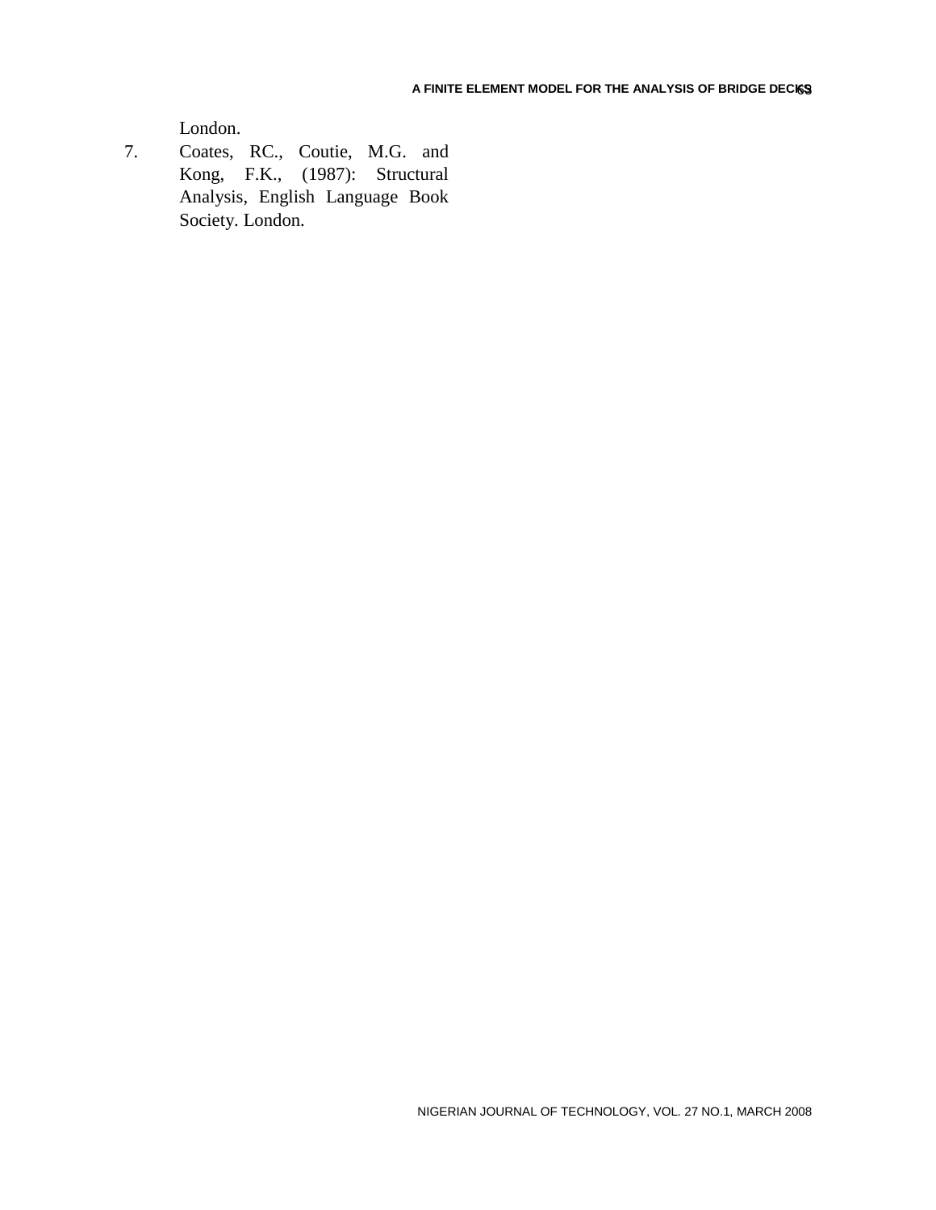London.

7. Coates, RC., Coutie, M.G. and Kong, F.K., (1987): Structural Analysis, English Language Book Society. London.